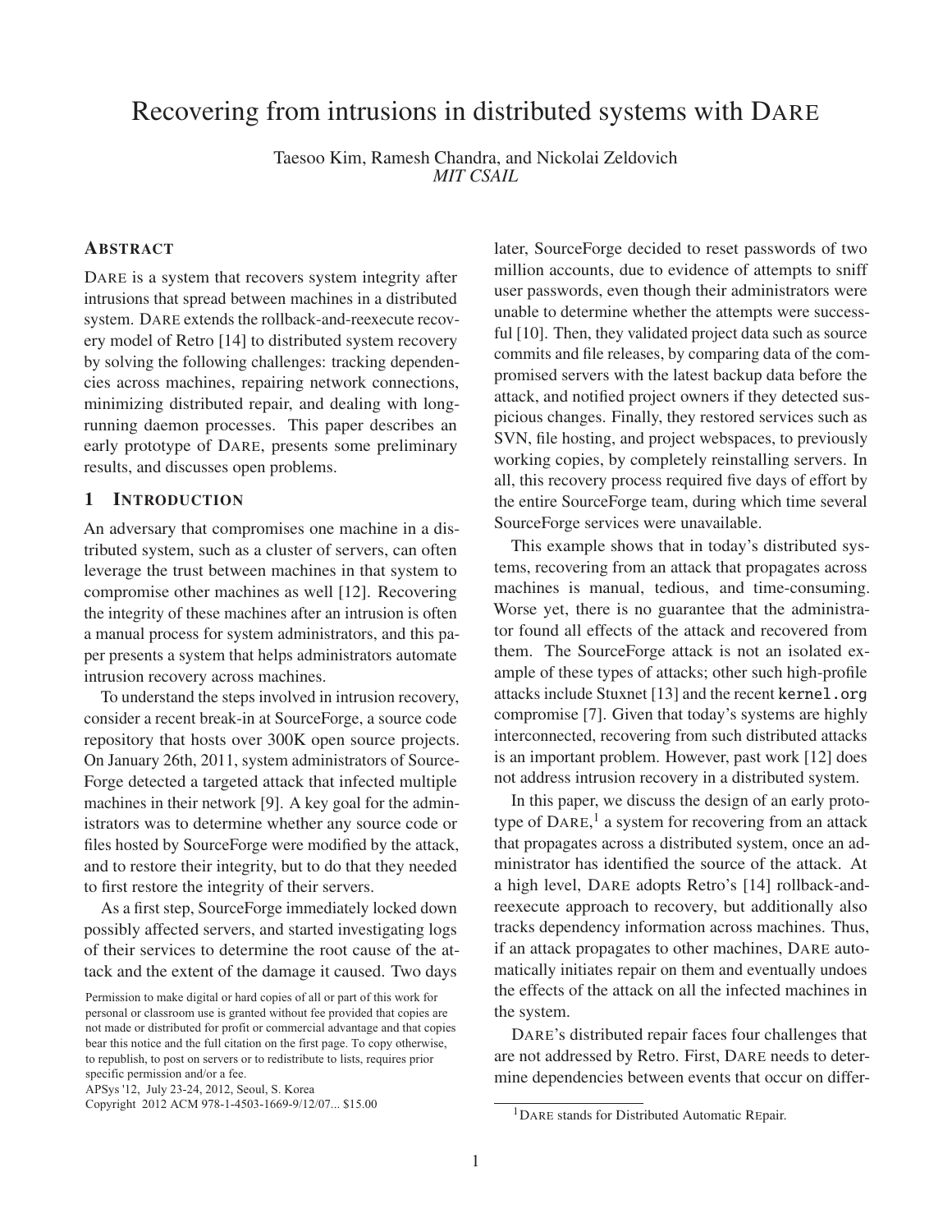# Recovering from intrusions in distributed systems with DARE

Taesoo Kim, Ramesh Chandra, and Nickolai Zeldovich
*MIT CSAIL*

## ABSTRACT

DARE is a system that recovers system integrity after intrusions that spread between machines in a distributed system. DARE extends the rollback-and-reexecute recovery model of Retro [14] to distributed system recovery by solving the following challenges: tracking dependencies across machines, repairing network connections, minimizing distributed repair, and dealing with long-running daemon processes. This paper describes an early prototype of DARE, presents some preliminary results, and discusses open problems.

## 1 INTRODUCTION

An adversary that compromises one machine in a distributed system, such as a cluster of servers, can often leverage the trust between machines in that system to compromise other machines as well [12]. Recovering the integrity of these machines after an intrusion is often a manual process for system administrators, and this paper presents a system that helps administrators automate intrusion recovery across machines.

To understand the steps involved in intrusion recovery, consider a recent break-in at SourceForge, a source code repository that hosts over 300K open source projects. On January 26th, 2011, system administrators of SourceForge detected a targeted attack that infected multiple machines in their network [9]. A key goal for the administrators was to determine whether any source code or files hosted by SourceForge were modified by the attack, and to restore their integrity, but to do that they needed to first restore the integrity of their servers.

As a first step, SourceForge immediately locked down possibly affected servers, and started investigating logs of their services to determine the root cause of the attack and the extent of the damage it caused. Two days later, SourceForge decided to reset passwords of two million accounts, due to evidence of attempts to sniff user passwords, even though their administrators were unable to determine whether the attempts were successful [10]. Then, they validated project data such as source commits and file releases, by comparing data of the compromised servers with the latest backup data before the attack, and notified project owners if they detected suspicious changes. Finally, they restored services such as SVN, file hosting, and project webspaces, to previously working copies, by completely reinstalling servers. In all, this recovery process required five days of effort by the entire SourceForge team, during which time several SourceForge services were unavailable.

This example shows that in today's distributed systems, recovering from an attack that propagates across machines is manual, tedious, and time-consuming. Worse yet, there is no guarantee that the administrator found all effects of the attack and recovered from them. The SourceForge attack is not an isolated example of these types of attacks; other such high-profile attacks include Stuxnet [13] and the recent `kernel.org` compromise [7]. Given that today's systems are highly interconnected, recovering from such distributed attacks is an important problem. However, past work [12] does not address intrusion recovery in a distributed system.

In this paper, we discuss the design of an early prototype of DARE,[1] a system for recovering from an attack that propagates across a distributed system, once an administrator has identified the source of the attack. At a high level, DARE adopts Retro's [14] rollback-and-reexecute approach to recovery, but additionally also tracks dependency information across machines. Thus, if an attack propagates to other machines, DARE automatically initiates repair on them and eventually undoes the effects of the attack on all the infected machines in the system.

DARE's distributed repair faces four challenges that are not addressed by Retro. First, DARE needs to determine dependencies between events that occur on differ-

Permission to make digital or hard copies of all or part of this work for personal or classroom use is granted without fee provided that copies are not made or distributed for profit or commercial advantage and that copies bear this notice and the full citation on the first page. To copy otherwise, to republish, to post on servers or to redistribute to lists, requires prior specific permission and/or a fee.
APSys '12, July 23-24, 2012, Seoul, S. Korea
Copyright 2012 ACM 978-1-4503-1669-9/12/07... $15.00

[1] DARE stands for Distributed Automatic REpair.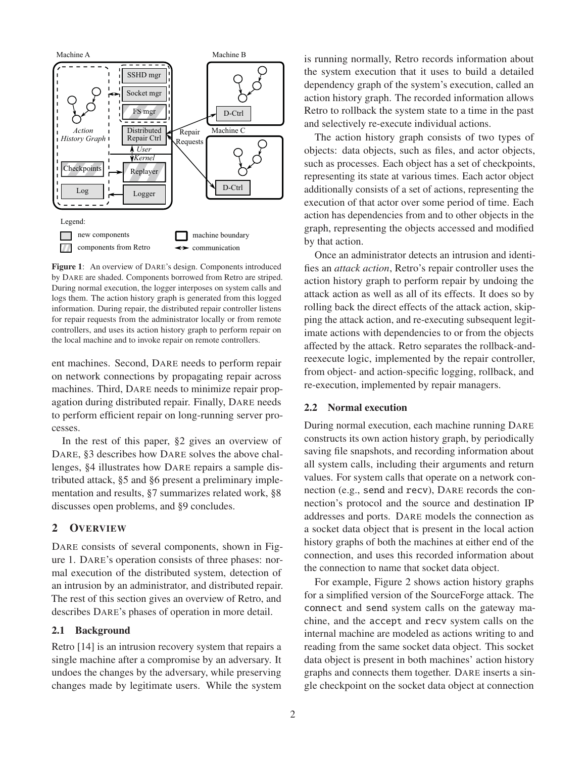**Figure 1**: An overview of DARE's design. Components introduced by DARE are shaded. Components borrowed from Retro are striped. During normal execution, the logger interposes on system calls and logs them. The action history graph is generated from this logged information. During repair, the distributed repair controller listens for repair requests from the administrator locally or from remote controllers, and uses its action history graph to perform repair on the local machine and to invoke repair on remote controllers.

ent machines. Second, DARE needs to perform repair on network connections by propagating repair across machines. Third, DARE needs to minimize repair propagation during distributed repair. Finally, DARE needs to perform efficient repair on long-running server processes.

In the rest of this paper, §2 gives an overview of DARE, §3 describes how DARE solves the above challenges, §4 illustrates how DARE repairs a sample distributed attack, §5 and §6 present a preliminary implementation and results, §7 summarizes related work, §8 discusses open problems, and §9 concludes.

## 2 OVERVIEW

DARE consists of several components, shown in Figure 1. DARE's operation consists of three phases: normal execution of the distributed system, detection of an intrusion by an administrator, and distributed repair. The rest of this section gives an overview of Retro, and describes DARE's phases of operation in more detail.

### 2.1 Background

Retro [14] is an intrusion recovery system that repairs a single machine after a compromise by an adversary. It undoes the changes by the adversary, while preserving changes made by legitimate users. While the system is running normally, Retro records information about the system execution that it uses to build a detailed dependency graph of the system's execution, called an action history graph. The recorded information allows Retro to rollback the system state to a time in the past and selectively re-execute individual actions.

The action history graph consists of two types of objects: data objects, such as files, and actor objects, such as processes. Each object has a set of checkpoints, representing its state at various times. Each actor object additionally consists of a set of actions, representing the execution of that actor over some period of time. Each action has dependencies from and to other objects in the graph, representing the objects accessed and modified by that action.

Once an administrator detects an intrusion and identifies an *attack action*, Retro's repair controller uses the action history graph to perform repair by undoing the attack action as well as all of its effects. It does so by rolling back the direct effects of the attack action, skipping the attack action, and re-executing subsequent legitimate actions with dependencies to or from the objects affected by the attack. Retro separates the rollback-and-reexecute logic, implemented by the repair controller, from object- and action-specific logging, rollback, and re-execution, implemented by repair managers.

### 2.2 Normal execution

During normal execution, each machine running DARE constructs its own action history graph, by periodically saving file snapshots, and recording information about all system calls, including their arguments and return values. For system calls that operate on a network connection (e.g., `send` and `recv`), DARE records the connection's protocol and the source and destination IP addresses and ports. DARE models the connection as a socket data object that is present in the local action history graphs of both the machines at either end of the connection, and uses this recorded information about the connection to name that socket data object.

For example, Figure 2 shows action history graphs for a simplified version of the SourceForge attack. The `connect` and `send` system calls on the gateway machine, and the `accept` and `recv` system calls on the internal machine are modeled as actions writing to and reading from the same socket data object. This socket data object is present in both machines' action history graphs and connects them together. DARE inserts a single checkpoint on the socket data object at connection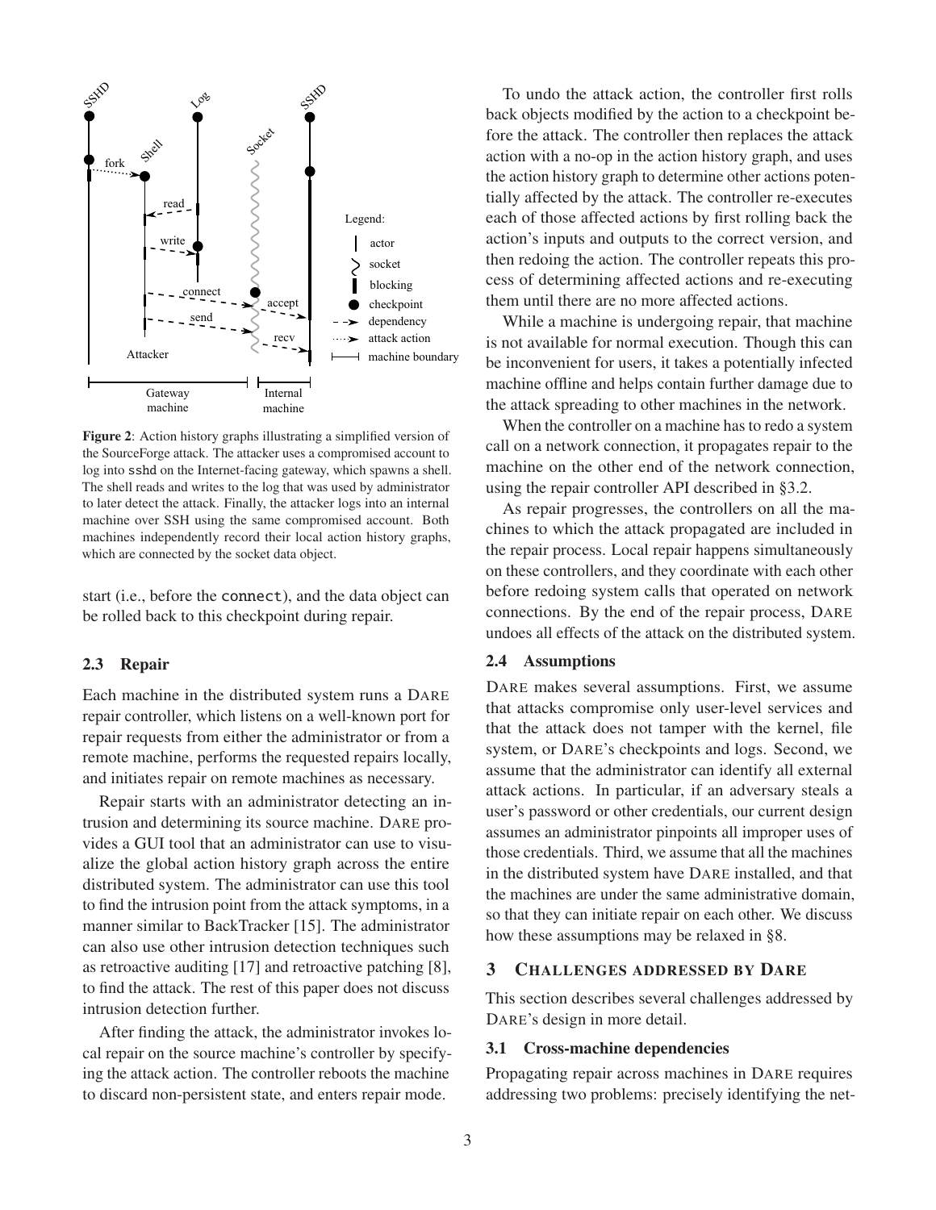**Figure 2**: Action history graphs illustrating a simplified version of the SourceForge attack. The attacker uses a compromised account to log into `sshd` on the Internet-facing gateway, which spawns a shell. The shell reads and writes to the log that was used by administrator to later detect the attack. Finally, the attacker logs into an internal machine over SSH using the same compromised account. Both machines independently record their local action history graphs, which are connected by the socket data object.

start (i.e., before the `connect`), and the data object can be rolled back to this checkpoint during repair.

### 2.3 Repair

Each machine in the distributed system runs a DARE repair controller, which listens on a well-known port for repair requests from either the administrator or from a remote machine, performs the requested repairs locally, and initiates repair on remote machines as necessary.

Repair starts with an administrator detecting an intrusion and determining its source machine. DARE provides a GUI tool that an administrator can use to visualize the global action history graph across the entire distributed system. The administrator can use this tool to find the intrusion point from the attack symptoms, in a manner similar to BackTracker [15]. The administrator can also use other intrusion detection techniques such as retroactive auditing [17] and retroactive patching [8], to find the attack. The rest of this paper does not discuss intrusion detection further.

After finding the attack, the administrator invokes local repair on the source machine's controller by specifying the attack action. The controller reboots the machine to discard non-persistent state, and enters repair mode.

To undo the attack action, the controller first rolls back objects modified by the action to a checkpoint before the attack. The controller then replaces the attack action with a no-op in the action history graph, and uses the action history graph to determine other actions potentially affected by the attack. The controller re-executes each of those affected actions by first rolling back the action's inputs and outputs to the correct version, and then redoing the action. The controller repeats this process of determining affected actions and re-executing them until there are no more affected actions.

While a machine is undergoing repair, that machine is not available for normal execution. Though this can be inconvenient for users, it takes a potentially infected machine offline and helps contain further damage due to the attack spreading to other machines in the network.

When the controller on a machine has to redo a system call on a network connection, it propagates repair to the machine on the other end of the network connection, using the repair controller API described in §3.2.

As repair progresses, the controllers on all the machines to which the attack propagated are included in the repair process. Local repair happens simultaneously on these controllers, and they coordinate with each other before redoing system calls that operated on network connections. By the end of the repair process, DARE undoes all effects of the attack on the distributed system.

### 2.4 Assumptions

DARE makes several assumptions. First, we assume that attacks compromise only user-level services and that the attack does not tamper with the kernel, file system, or DARE's checkpoints and logs. Second, we assume that the administrator can identify all external attack actions. In particular, if an adversary steals a user's password or other credentials, our current design assumes an administrator pinpoints all improper uses of those credentials. Third, we assume that all the machines in the distributed system have DARE installed, and that the machines are under the same administrative domain, so that they can initiate repair on each other. We discuss how these assumptions may be relaxed in §8.

## 3 Challenges addressed by DARE

This section describes several challenges addressed by DARE's design in more detail.

### 3.1 Cross-machine dependencies

Propagating repair across machines in DARE requires addressing two problems: precisely identifying the net-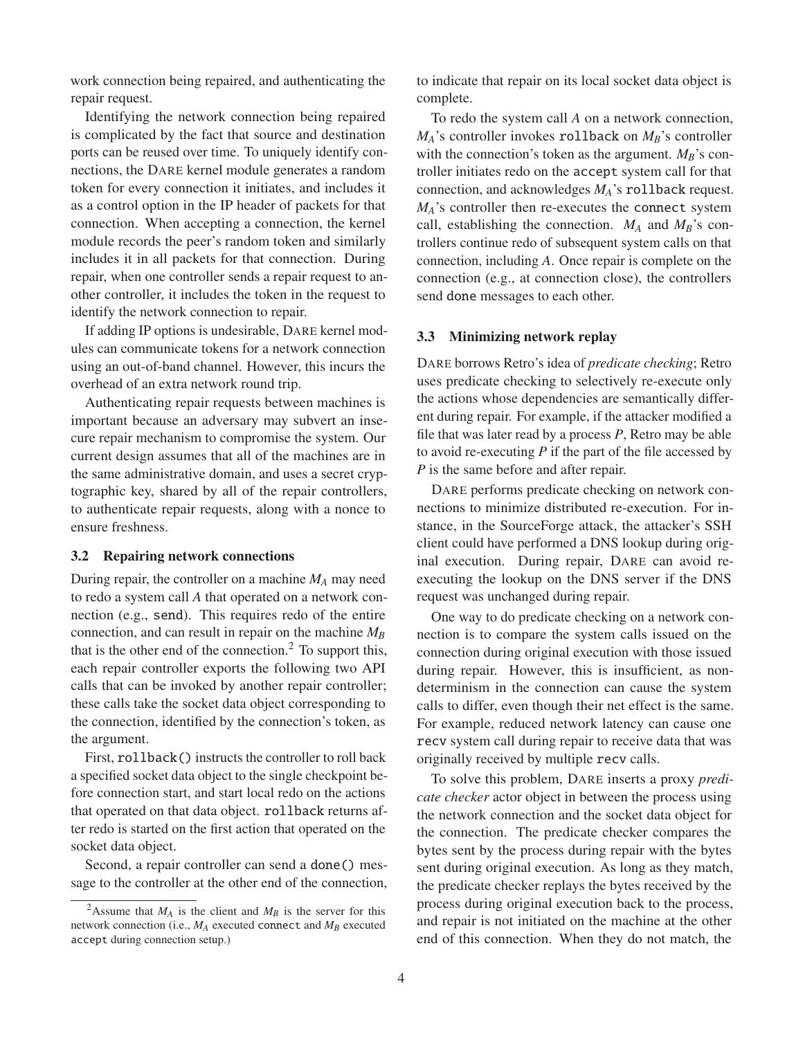work connection being repaired, and authenticating the repair request.

Identifying the network connection being repaired is complicated by the fact that source and destination ports can be reused over time. To uniquely identify connections, the DARE kernel module generates a random token for every connection it initiates, and includes it as a control option in the IP header of packets for that connection. When accepting a connection, the kernel module records the peer's random token and similarly includes it in all packets for that connection. During repair, when one controller sends a repair request to another controller, it includes the token in the request to identify the network connection to repair.

If adding IP options is undesirable, DARE kernel modules can communicate tokens for a network connection using an out-of-band channel. However, this incurs the overhead of an extra network round trip.

Authenticating repair requests between machines is important because an adversary may subvert an insecure repair mechanism to compromise the system. Our current design assumes that all of the machines are in the same administrative domain, and uses a secret cryptographic key, shared by all of the repair controllers, to authenticate repair requests, along with a nonce to ensure freshness.

### 3.2 Repairing network connections

During repair, the controller on a machine $M_A$ may need to redo a system call $A$ that operated on a network connection (e.g., `send`). This requires redo of the entire connection, and can result in repair on the machine $M_B$ that is the other end of the connection.[2] To support this, each repair controller exports the following two API calls that can be invoked by another repair controller; these calls take the socket data object corresponding to the connection, identified by the connection's token, as the argument.

First, `rollback()` instructs the controller to roll back a specified socket data object to the single checkpoint before connection start, and start local redo on the actions that operated on that data object. `rollback` returns after redo is started on the first action that operated on the socket data object.

Second, a repair controller can send a `done()` message to the controller at the other end of the connection, to indicate that repair on its local socket data object is complete.

To redo the system call $A$ on a network connection, $M_A$'s controller invokes `rollback` on $M_B$'s controller with the connection's token as the argument. $M_B$'s controller initiates redo on the `accept` system call for that connection, and acknowledges $M_A$'s `rollback` request. $M_A$'s controller then re-executes the `connect` system call, establishing the connection. $M_A$ and $M_B$'s controllers continue redo of subsequent system calls on that connection, including $A$. Once repair is complete on the connection (e.g., at connection close), the controllers send `done` messages to each other.

### 3.3 Minimizing network replay

DARE borrows Retro's idea of *predicate checking*; Retro uses predicate checking to selectively re-execute only the actions whose dependencies are semantically different during repair. For example, if the attacker modified a file that was later read by a process $P$, Retro may be able to avoid re-executing $P$ if the part of the file accessed by $P$ is the same before and after repair.

DARE performs predicate checking on network connections to minimize distributed re-execution. For instance, in the SourceForge attack, the attacker's SSH client could have performed a DNS lookup during original execution. During repair, DARE can avoid re-executing the lookup on the DNS server if the DNS request was unchanged during repair.

One way to do predicate checking on a network connection is to compare the system calls issued on the connection during original execution with those issued during repair. However, this is insufficient, as nondeterminism in the connection can cause the system calls to differ, even though their net effect is the same. For example, reduced network latency can cause one `recv` system call during repair to receive data that was originally received by multiple `recv` calls.

To solve this problem, DARE inserts a proxy *predicate checker* actor object in between the process using the network connection and the socket data object for the connection. The predicate checker compares the bytes sent by the process during repair with the bytes sent during original execution. As long as they match, the predicate checker replays the bytes received by the process during original execution back to the process, and repair is not initiated on the machine at the other end of this connection. When they do not match, the

[2] Assume that $M_A$ is the client and $M_B$ is the server for this network connection (i.e., $M_A$ executed `connect` and $M_B$ executed `accept` during connection setup.)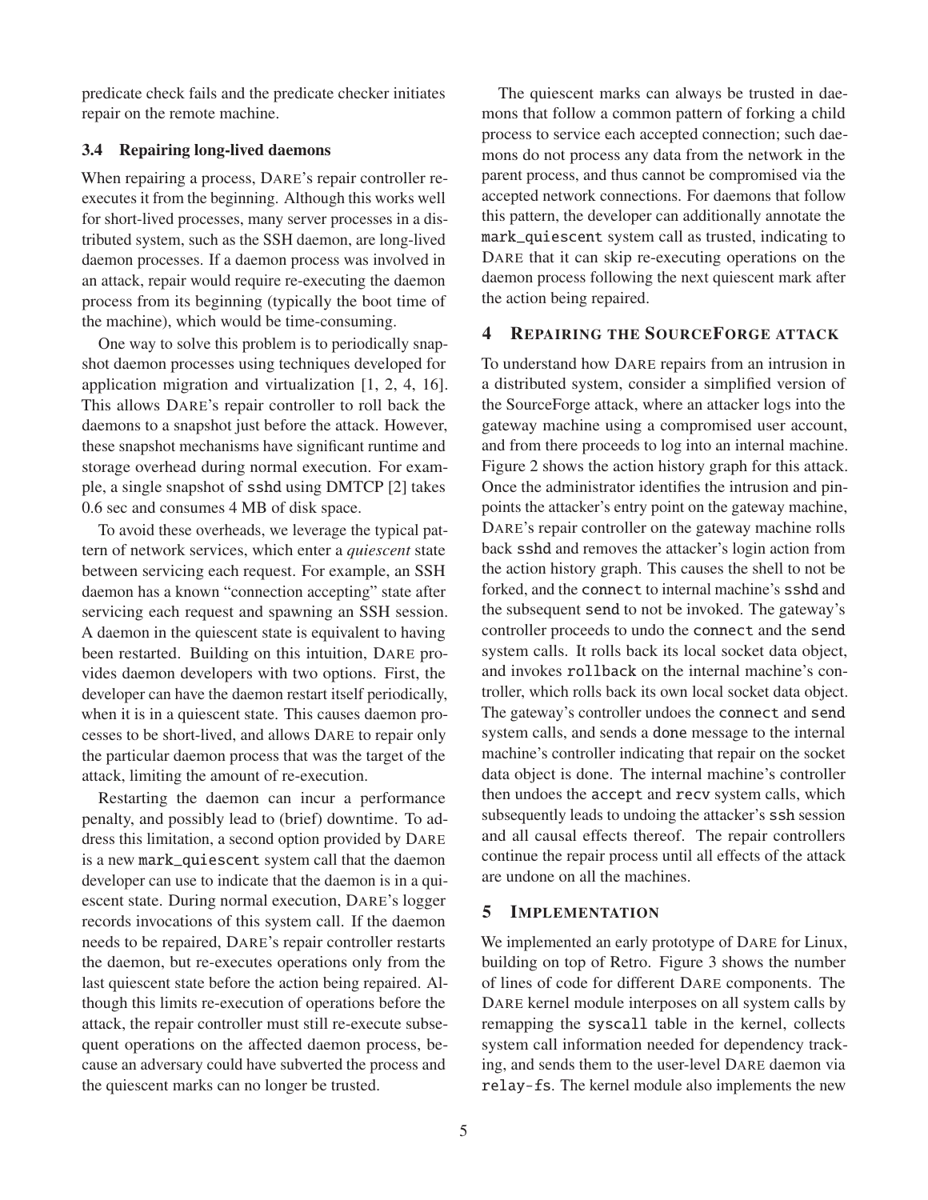predicate check fails and the predicate checker initiates repair on the remote machine.

### 3.4 Repairing long-lived daemons

When repairing a process, DARE's repair controller re-executes it from the beginning. Although this works well for short-lived processes, many server processes in a distributed system, such as the SSH daemon, are long-lived daemon processes. If a daemon process was involved in an attack, repair would require re-executing the daemon process from its beginning (typically the boot time of the machine), which would be time-consuming.

One way to solve this problem is to periodically snapshot daemon processes using techniques developed for application migration and virtualization [1, 2, 4, 16]. This allows DARE's repair controller to roll back the daemons to a snapshot just before the attack. However, these snapshot mechanisms have significant runtime and storage overhead during normal execution. For example, a single snapshot of `sshd` using DMTCP [2] takes 0.6 sec and consumes 4 MB of disk space.

To avoid these overheads, we leverage the typical pattern of network services, which enter a *quiescent* state between servicing each request. For example, an SSH daemon has a known "connection accepting" state after servicing each request and spawning an SSH session. A daemon in the quiescent state is equivalent to having been restarted. Building on this intuition, DARE provides daemon developers with two options. First, the developer can have the daemon restart itself periodically, when it is in a quiescent state. This causes daemon processes to be short-lived, and allows DARE to repair only the particular daemon process that was the target of the attack, limiting the amount of re-execution.

Restarting the daemon can incur a performance penalty, and possibly lead to (brief) downtime. To address this limitation, a second option provided by DARE is a new `mark_quiescent` system call that the daemon developer can use to indicate that the daemon is in a quiescent state. During normal execution, DARE's logger records invocations of this system call. If the daemon needs to be repaired, DARE's repair controller restarts the daemon, but re-executes operations only from the last quiescent state before the action being repaired. Although this limits re-execution of operations before the attack, the repair controller must still re-execute subsequent operations on the affected daemon process, because an adversary could have subverted the process and the quiescent marks can no longer be trusted.

The quiescent marks can always be trusted in daemons that follow a common pattern of forking a child process to service each accepted connection; such daemons do not process any data from the network in the parent process, and thus cannot be compromised via the accepted network connections. For daemons that follow this pattern, the developer can additionally annotate the `mark_quiescent` system call as trusted, indicating to DARE that it can skip re-executing operations on the daemon process following the next quiescent mark after the action being repaired.

## 4 Repairing the SourceForge attack

To understand how DARE repairs from an intrusion in a distributed system, consider a simplified version of the SourceForge attack, where an attacker logs into the gateway machine using a compromised user account, and from there proceeds to log into an internal machine. Figure 2 shows the action history graph for this attack. Once the administrator identifies the intrusion and pinpoints the attacker's entry point on the gateway machine, DARE's repair controller on the gateway machine rolls back `sshd` and removes the attacker's login action from the action history graph. This causes the shell to not be forked, and the `connect` to internal machine's `sshd` and the subsequent `send` to not be invoked. The gateway's controller proceeds to undo the `connect` and the `send` system calls. It rolls back its local socket data object, and invokes `rollback` on the internal machine's controller, which rolls back its own local socket data object. The gateway's controller undoes the `connect` and `send` system calls, and sends a `done` message to the internal machine's controller indicating that repair on the socket data object is done. The internal machine's controller then undoes the `accept` and `recv` system calls, which subsequently leads to undoing the attacker's `ssh` session and all causal effects thereof. The repair controllers continue the repair process until all effects of the attack are undone on all the machines.

## 5 Implementation

We implemented an early prototype of DARE for Linux, building on top of Retro. Figure 3 shows the number of lines of code for different DARE components. The DARE kernel module interposes on all system calls by remapping the `syscall` table in the kernel, collects system call information needed for dependency tracking, and sends them to the user-level DARE daemon via `relay-fs`. The kernel module also implements the new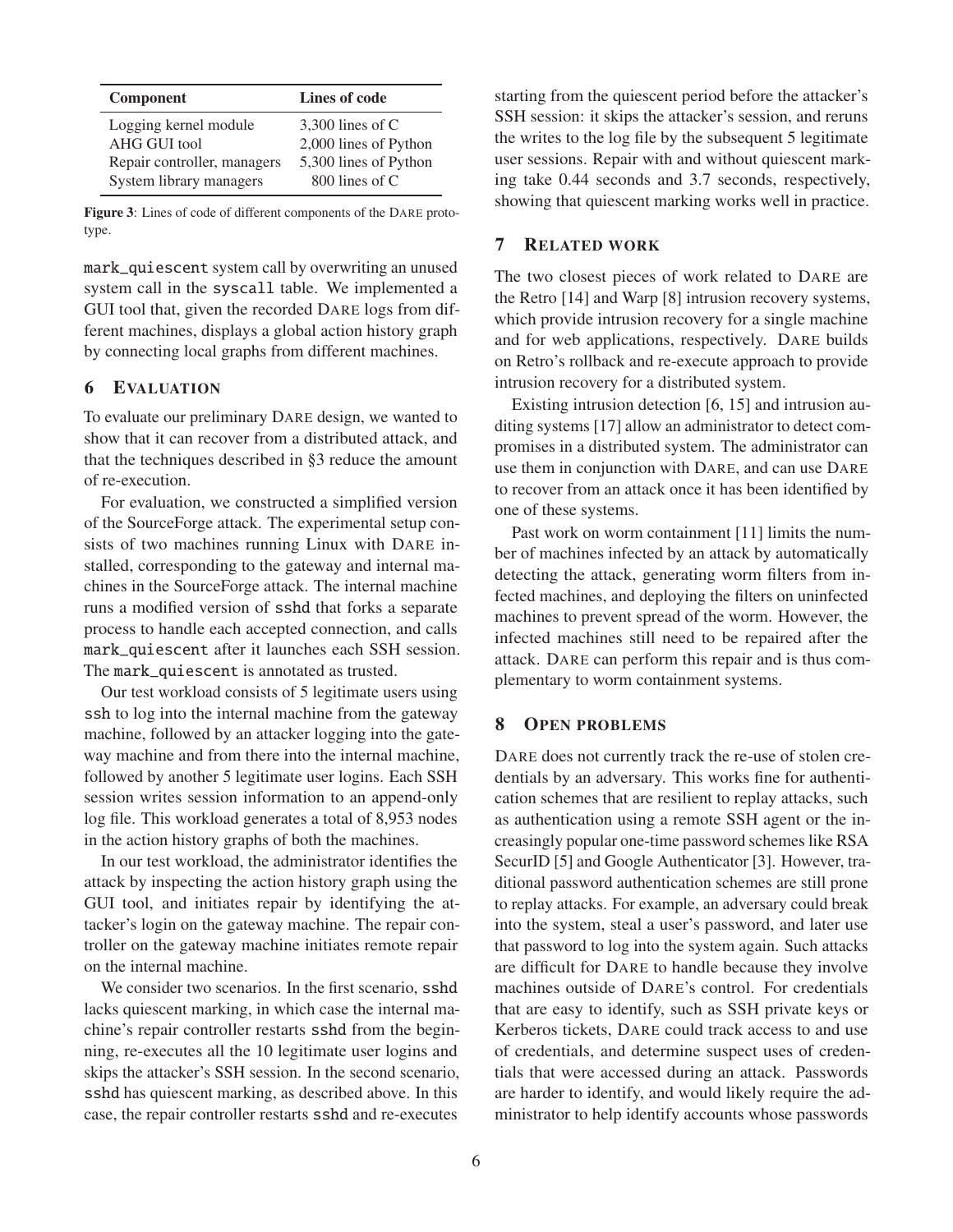| Component | Lines of code |
|---|---|
| Logging kernel module | 3,300 lines of C |
| AHG GUI tool | 2,000 lines of Python |
| Repair controller, managers | 5,300 lines of Python |
| System library managers | 800 lines of C |

**Figure 3**: Lines of code of different components of the DARE prototype.

mark_quiescent system call by overwriting an unused system call in the syscall table. We implemented a GUI tool that, given the recorded DARE logs from different machines, displays a global action history graph by connecting local graphs from different machines.

## 6 EVALUATION

To evaluate our preliminary DARE design, we wanted to show that it can recover from a distributed attack, and that the techniques described in §3 reduce the amount of re-execution.

For evaluation, we constructed a simplified version of the SourceForge attack. The experimental setup consists of two machines running Linux with DARE installed, corresponding to the gateway and internal machines in the SourceForge attack. The internal machine runs a modified version of sshd that forks a separate process to handle each accepted connection, and calls mark_quiescent after it launches each SSH session. The mark_quiescent is annotated as trusted.

Our test workload consists of 5 legitimate users using ssh to log into the internal machine from the gateway machine, followed by an attacker logging into the gateway machine and from there into the internal machine, followed by another 5 legitimate user logins. Each SSH session writes session information to an append-only log file. This workload generates a total of 8,953 nodes in the action history graphs of both the machines.

In our test workload, the administrator identifies the attack by inspecting the action history graph using the GUI tool, and initiates repair by identifying the attacker's login on the gateway machine. The repair controller on the gateway machine initiates remote repair on the internal machine.

We consider two scenarios. In the first scenario, sshd lacks quiescent marking, in which case the internal machine's repair controller restarts sshd from the beginning, re-executes all the 10 legitimate user logins and skips the attacker's SSH session. In the second scenario, sshd has quiescent marking, as described above. In this case, the repair controller restarts sshd and re-executes starting from the quiescent period before the attacker's SSH session: it skips the attacker's session, and reruns the writes to the log file by the subsequent 5 legitimate user sessions. Repair with and without quiescent marking take 0.44 seconds and 3.7 seconds, respectively, showing that quiescent marking works well in practice.

## 7 RELATED WORK

The two closest pieces of work related to DARE are the Retro [14] and Warp [8] intrusion recovery systems, which provide intrusion recovery for a single machine and for web applications, respectively. DARE builds on Retro's rollback and re-execute approach to provide intrusion recovery for a distributed system.

Existing intrusion detection [6, 15] and intrusion auditing systems [17] allow an administrator to detect compromises in a distributed system. The administrator can use them in conjunction with DARE, and can use DARE to recover from an attack once it has been identified by one of these systems.

Past work on worm containment [11] limits the number of machines infected by an attack by automatically detecting the attack, generating worm filters from infected machines, and deploying the filters on uninfected machines to prevent spread of the worm. However, the infected machines still need to be repaired after the attack. DARE can perform this repair and is thus complementary to worm containment systems.

## 8 OPEN PROBLEMS

DARE does not currently track the re-use of stolen credentials by an adversary. This works fine for authentication schemes that are resilient to replay attacks, such as authentication using a remote SSH agent or the increasingly popular one-time password schemes like RSA SecurID [5] and Google Authenticator [3]. However, traditional password authentication schemes are still prone to replay attacks. For example, an adversary could break into the system, steal a user's password, and later use that password to log into the system again. Such attacks are difficult for DARE to handle because they involve machines outside of DARE's control. For credentials that are easy to identify, such as SSH private keys or Kerberos tickets, DARE could track access to and use of credentials, and determine suspect uses of credentials that were accessed during an attack. Passwords are harder to identify, and would likely require the administrator to help identify accounts whose passwords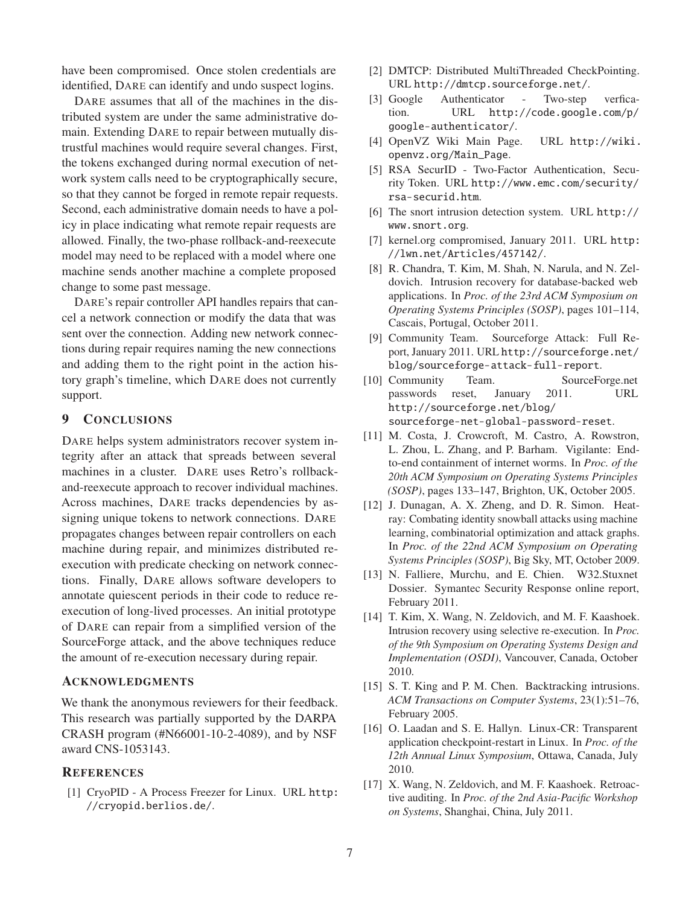have been compromised. Once stolen credentials are identified, DARE can identify and undo suspect logins.

DARE assumes that all of the machines in the distributed system are under the same administrative domain. Extending DARE to repair between mutually distrustful machines would require several changes. First, the tokens exchanged during normal execution of network system calls need to be cryptographically secure, so that they cannot be forged in remote repair requests. Second, each administrative domain needs to have a policy in place indicating what remote repair requests are allowed. Finally, the two-phase rollback-and-reexecute model may need to be replaced with a model where one machine sends another machine a complete proposed change to some past message.

DARE's repair controller API handles repairs that cancel a network connection or modify the data that was sent over the connection. Adding new network connections during repair requires naming the new connections and adding them to the right point in the action history graph's timeline, which DARE does not currently support.

## 9 Conclusions

DARE helps system administrators recover system integrity after an attack that spreads between several machines in a cluster. DARE uses Retro's rollback-and-reexecute approach to recover individual machines. Across machines, DARE tracks dependencies by assigning unique tokens to network connections. DARE propagates changes between repair controllers on each machine during repair, and minimizes distributed re-execution with predicate checking on network connections. Finally, DARE allows software developers to annotate quiescent periods in their code to reduce re-execution of long-lived processes. An initial prototype of DARE can repair from a simplified version of the SourceForge attack, and the above techniques reduce the amount of re-execution necessary during repair.

## Acknowledgments

We thank the anonymous reviewers for their feedback. This research was partially supported by the DARPA CRASH program (#N66001-10-2-4089), and by NSF award CNS-1053143.

## References

[1] CryoPID - A Process Freezer for Linux. URL http://cryopid.berlios.de/.

[2] DMTCP: Distributed MultiThreaded CheckPointing. URL http://dmtcp.sourceforge.net/.

[3] Google Authenticator - Two-step verfication. URL http://code.google.com/p/google-authenticator/.

[4] OpenVZ Wiki Main Page. URL http://wiki.openvz.org/Main_Page.

[5] RSA SecurID - Two-Factor Authentication, Security Token. URL http://www.emc.com/security/rsa-securid.htm.

[6] The snort intrusion detection system. URL http://www.snort.org.

[7] kernel.org compromised, January 2011. URL http://lwn.net/Articles/457142/.

[8] R. Chandra, T. Kim, M. Shah, N. Narula, and N. Zeldovich. Intrusion recovery for database-backed web applications. In *Proc. of the 23rd ACM Symposium on Operating Systems Principles (SOSP)*, pages 101–114, Cascais, Portugal, October 2011.

[9] Community Team. Sourceforge Attack: Full Report, January 2011. URL http://sourceforge.net/blog/sourceforge-attack-full-report.

[10] Community Team. SourceForge.net passwords reset, January 2011. URL http://sourceforge.net/blog/sourceforge-net-global-password-reset.

[11] M. Costa, J. Crowcroft, M. Castro, A. Rowstron, L. Zhou, L. Zhang, and P. Barham. Vigilante: End-to-end containment of internet worms. In *Proc. of the 20th ACM Symposium on Operating Systems Principles (SOSP)*, pages 133–147, Brighton, UK, October 2005.

[12] J. Dunagan, A. X. Zheng, and D. R. Simon. Heat-ray: Combating identity snowball attacks using machine learning, combinatorial optimization and attack graphs. In *Proc. of the 22nd ACM Symposium on Operating Systems Principles (SOSP)*, Big Sky, MT, October 2009.

[13] N. Falliere, Murchu, and E. Chien. W32.Stuxnet Dossier. Symantec Security Response online report, February 2011.

[14] T. Kim, X. Wang, N. Zeldovich, and M. F. Kaashoek. Intrusion recovery using selective re-execution. In *Proc. of the 9th Symposium on Operating Systems Design and Implementation (OSDI)*, Vancouver, Canada, October 2010.

[15] S. T. King and P. M. Chen. Backtracking intrusions. *ACM Transactions on Computer Systems*, 23(1):51–76, February 2005.

[16] O. Laadan and S. E. Hallyn. Linux-CR: Transparent application checkpoint-restart in Linux. In *Proc. of the 12th Annual Linux Symposium*, Ottawa, Canada, July 2010.

[17] X. Wang, N. Zeldovich, and M. F. Kaashoek. Retroactive auditing. In *Proc. of the 2nd Asia-Pacific Workshop on Systems*, Shanghai, China, July 2011.